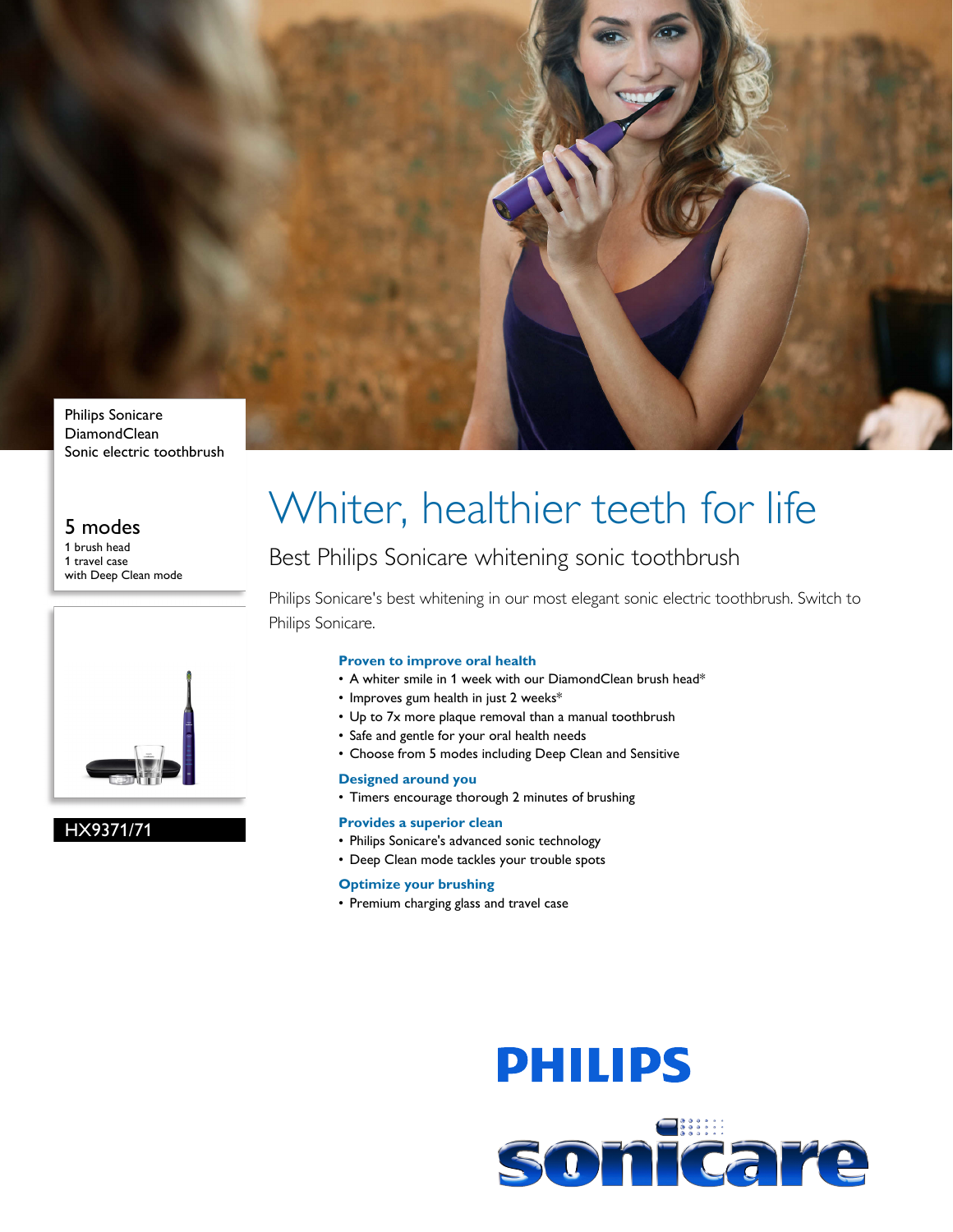Philips Sonicare
DiamondClean
Sonic electric toothbrush

## 5 modes

1 brush head
1 travel case
with Deep Clean mode

HX9371/71

# Whiter, healthier teeth for life

## Best Philips Sonicare whitening sonic toothbrush

Philips Sonicare's best whitening in our most elegant sonic electric toothbrush. Switch to Philips Sonicare.

### Proven to improve oral health

- A whiter smile in 1 week with our DiamondClean brush head*
- Improves gum health in just 2 weeks*
- Up to 7x more plaque removal than a manual toothbrush
- Safe and gentle for your oral health needs
- Choose from 5 modes including Deep Clean and Sensitive

### Designed around you

- Timers encourage thorough 2 minutes of brushing

### Provides a superior clean

- Philips Sonicare's advanced sonic technology
- Deep Clean mode tackles your trouble spots

### Optimize your brushing

- Premium charging glass and travel case

PHILIPS

sonicare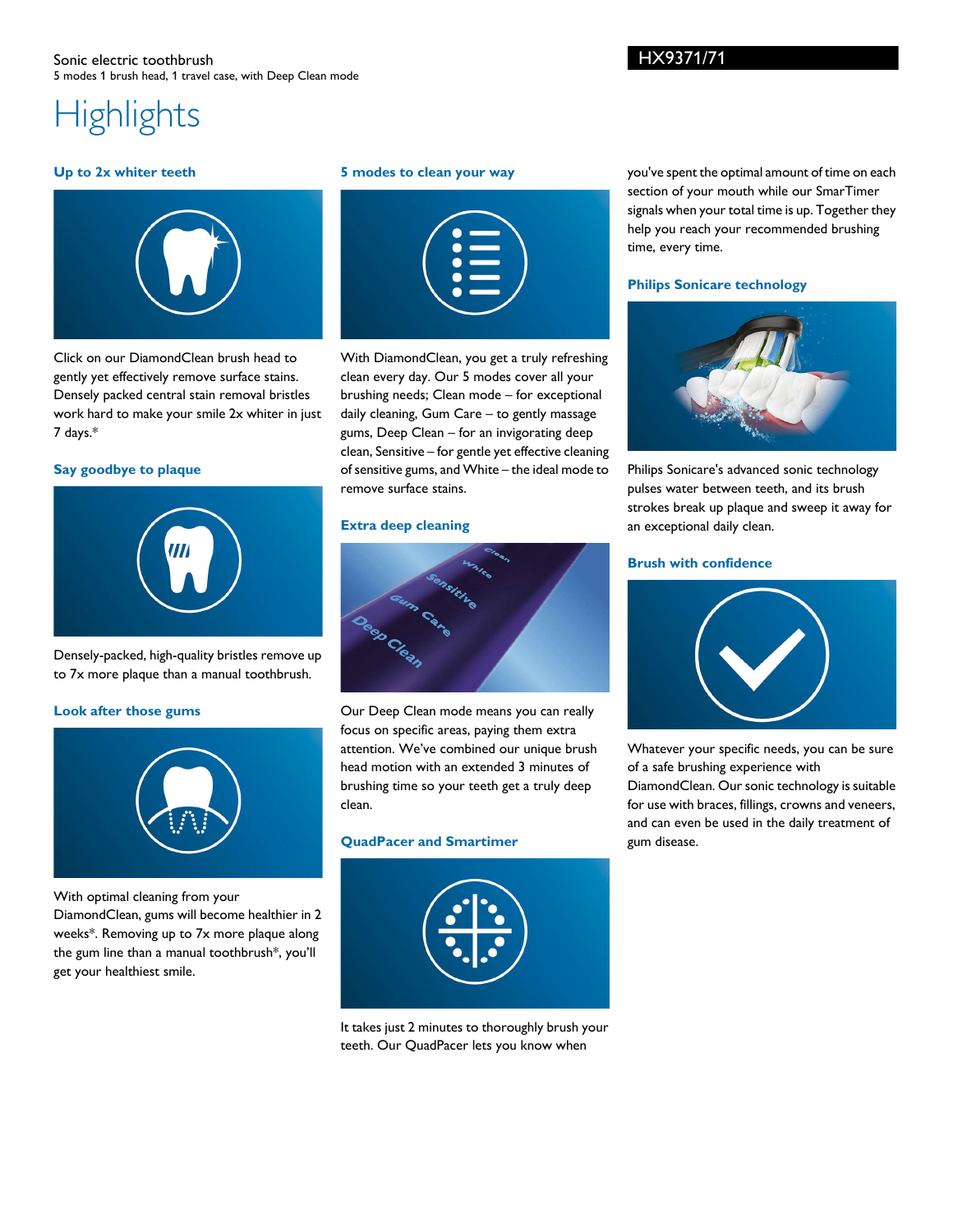Sonic electric toothbrush
5 modes 1 brush head, 1 travel case, with Deep Clean mode

HX9371/71

# Highlights

### Up to 2x whiter teeth

Click on our DiamondClean brush head to gently yet effectively remove surface stains. Densely packed central stain removal bristles work hard to make your smile 2x whiter in just 7 days.*

### Say goodbye to plaque

Densely-packed, high-quality bristles remove up to 7x more plaque than a manual toothbrush.

### Look after those gums

With optimal cleaning from your DiamondClean, gums will become healthier in 2 weeks*. Removing up to 7x more plaque along the gum line than a manual toothbrush*, you'll get your healthiest smile.

### 5 modes to clean your way

With DiamondClean, you get a truly refreshing clean every day. Our 5 modes cover all your brushing needs; Clean mode – for exceptional daily cleaning, Gum Care – to gently massage gums, Deep Clean – for an invigorating deep clean, Sensitive – for gentle yet effective cleaning of sensitive gums, and White – the ideal mode to remove surface stains.

### Extra deep cleaning

Our Deep Clean mode means you can really focus on specific areas, paying them extra attention. We've combined our unique brush head motion with an extended 3 minutes of brushing time so your teeth get a truly deep clean.

### QuadPacer and Smartimer

It takes just 2 minutes to thoroughly brush your teeth. Our QuadPacer lets you know when you've spent the optimal amount of time on each section of your mouth while our SmarTimer signals when your total time is up. Together they help you reach your recommended brushing time, every time.

### Philips Sonicare technology

Philips Sonicare's advanced sonic technology pulses water between teeth, and its brush strokes break up plaque and sweep it away for an exceptional daily clean.

### Brush with confidence

Whatever your specific needs, you can be sure of a safe brushing experience with DiamondClean. Our sonic technology is suitable for use with braces, fillings, crowns and veneers, and can even be used in the daily treatment of gum disease.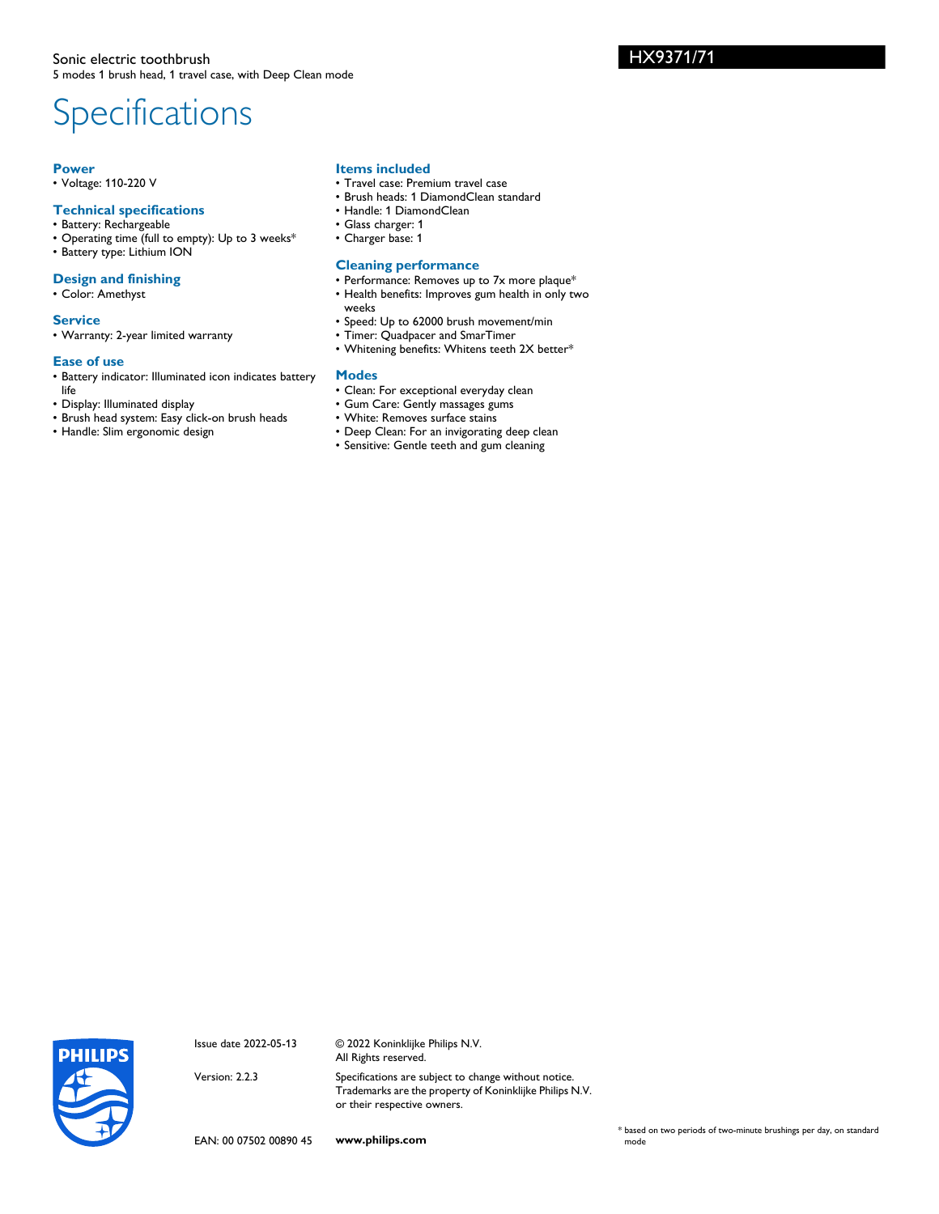Sonic electric toothbrush

5 modes 1 brush head, 1 travel case, with Deep Clean mode

HX9371/71

# Specifications

### Power
- Voltage: 110-220 V

### Technical specifications
- Battery: Rechargeable
- Operating time (full to empty): Up to 3 weeks*
- Battery type: Lithium ION

### Design and finishing
- Color: Amethyst

### Service
- Warranty: 2-year limited warranty

### Ease of use
- Battery indicator: Illuminated icon indicates battery life
- Display: Illuminated display
- Brush head system: Easy click-on brush heads
- Handle: Slim ergonomic design

### Items included
- Travel case: Premium travel case
- Brush heads: 1 DiamondClean standard
- Handle: 1 DiamondClean
- Glass charger: 1
- Charger base: 1

### Cleaning performance
- Performance: Removes up to 7x more plaque*
- Health benefits: Improves gum health in only two weeks
- Speed: Up to 62000 brush movement/min
- Timer: Quadpacer and SmarTimer
- Whitening benefits: Whitens teeth 2X better*

### Modes
- Clean: For exceptional everyday clean
- Gum Care: Gently massages gums
- White: Removes surface stains
- Deep Clean: For an invigorating deep clean
- Sensitive: Gentle teeth and gum cleaning

Issue date 2022-05-13

Version: 2.2.3

EAN: 00 07502 00890 45

© 2022 Koninklijke Philips N.V.
All Rights reserved.

Specifications are subject to change without notice. Trademarks are the property of Koninklijke Philips N.V. or their respective owners.

www.philips.com

* based on two periods of two-minute brushings per day, on standard mode